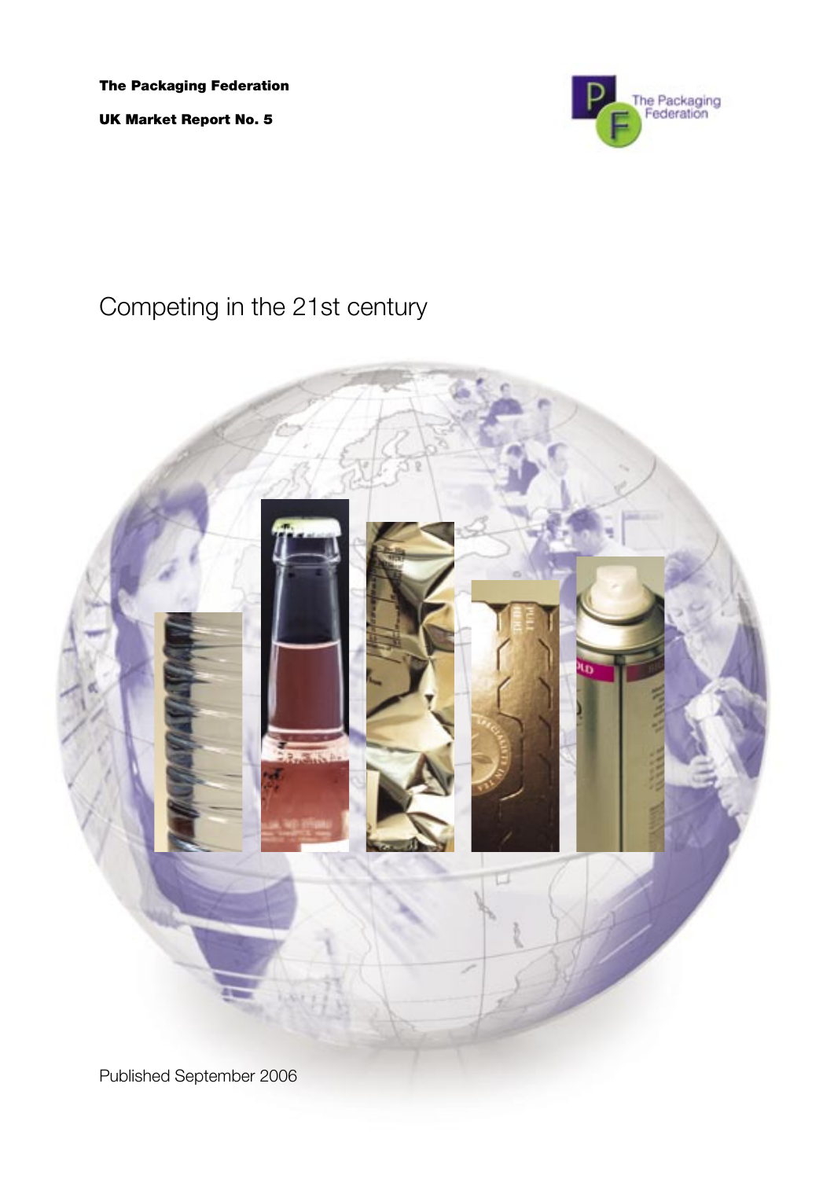**The Packaging Federation**

**UK Market Report No. 5**

# Competing in the 21st century

Published September 2006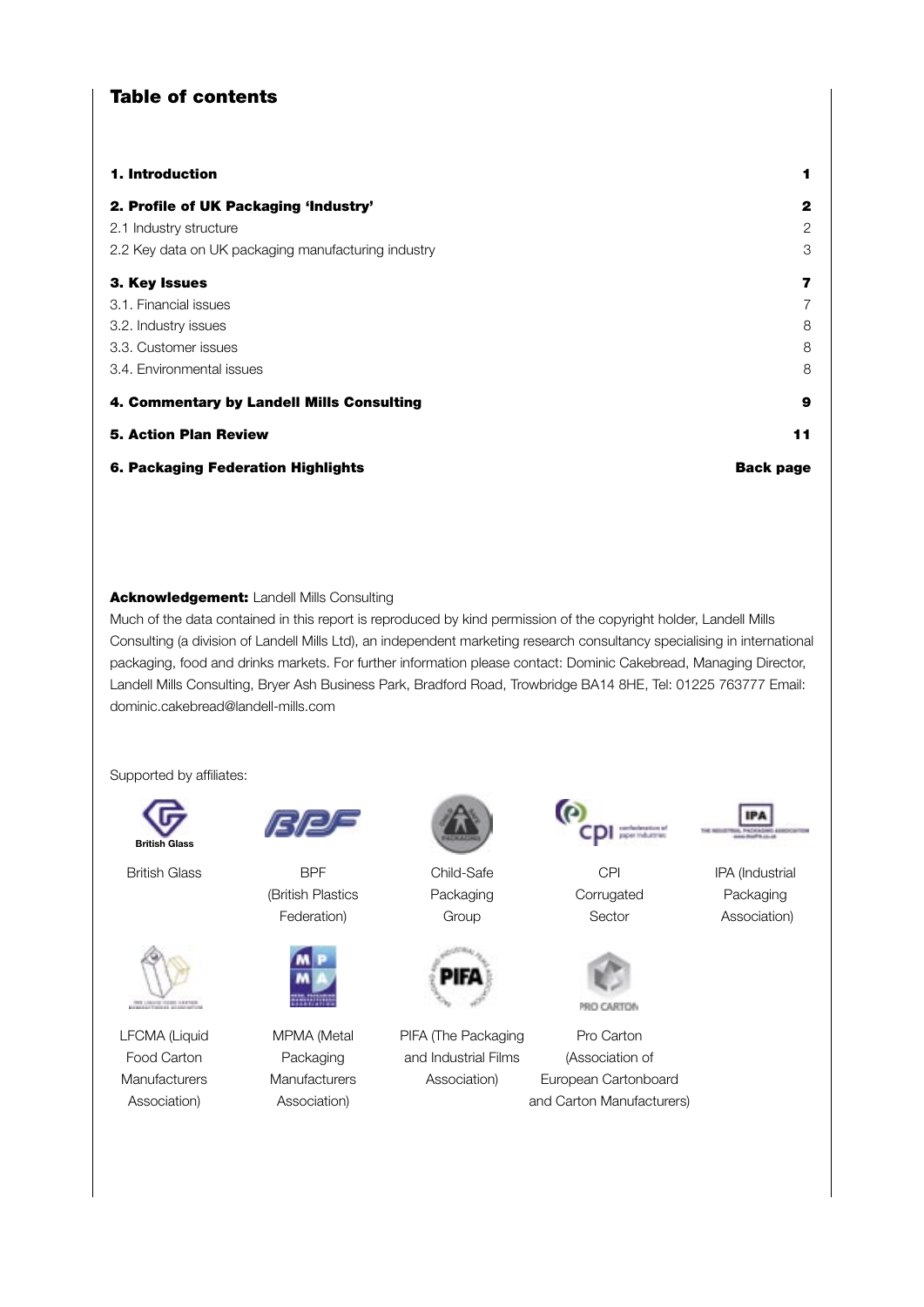# Table of contents

| | |
|---|---|
| **1. Introduction** | **1** |
| **2. Profile of UK Packaging 'Industry'** | **2** |
| 2.1 Industry structure | 2 |
| 2.2 Key data on UK packaging manufacturing industry | 3 |
| **3. Key Issues** | **7** |
| 3.1. Financial issues | 7 |
| 3.2. Industry issues | 8 |
| 3.3. Customer issues | 8 |
| 3.4. Environmental issues | 8 |
| **4. Commentary by Landell Mills Consulting** | **9** |
| **5. Action Plan Review** | **11** |
| **6. Packaging Federation Highlights** | **Back page** |

**Acknowledgement:** Landell Mills Consulting

Much of the data contained in this report is reproduced by kind permission of the copyright holder, Landell Mills Consulting (a division of Landell Mills Ltd), an independent marketing research consultancy specialising in international packaging, food and drinks markets. For further information please contact: Dominic Cakebread, Managing Director, Landell Mills Consulting, Bryer Ash Business Park, Bradford Road, Trowbridge BA14 8HE, Tel: 01225 763777 Email: dominic.cakebread@landell-mills.com

Supported by affiliates:

- British Glass
- BPF (British Plastics Federation)
- Child-Safe Packaging Group
- CPI Corrugated Sector
- IPA (Industrial Packaging Association)
- LFCMA (Liquid Food Carton Manufacturers Association)
- MPMA (Metal Packaging Manufacturers Association)
- PIFA (The Packaging and Industrial Films Association)
- Pro Carton (Association of European Cartonboard and Carton Manufacturers)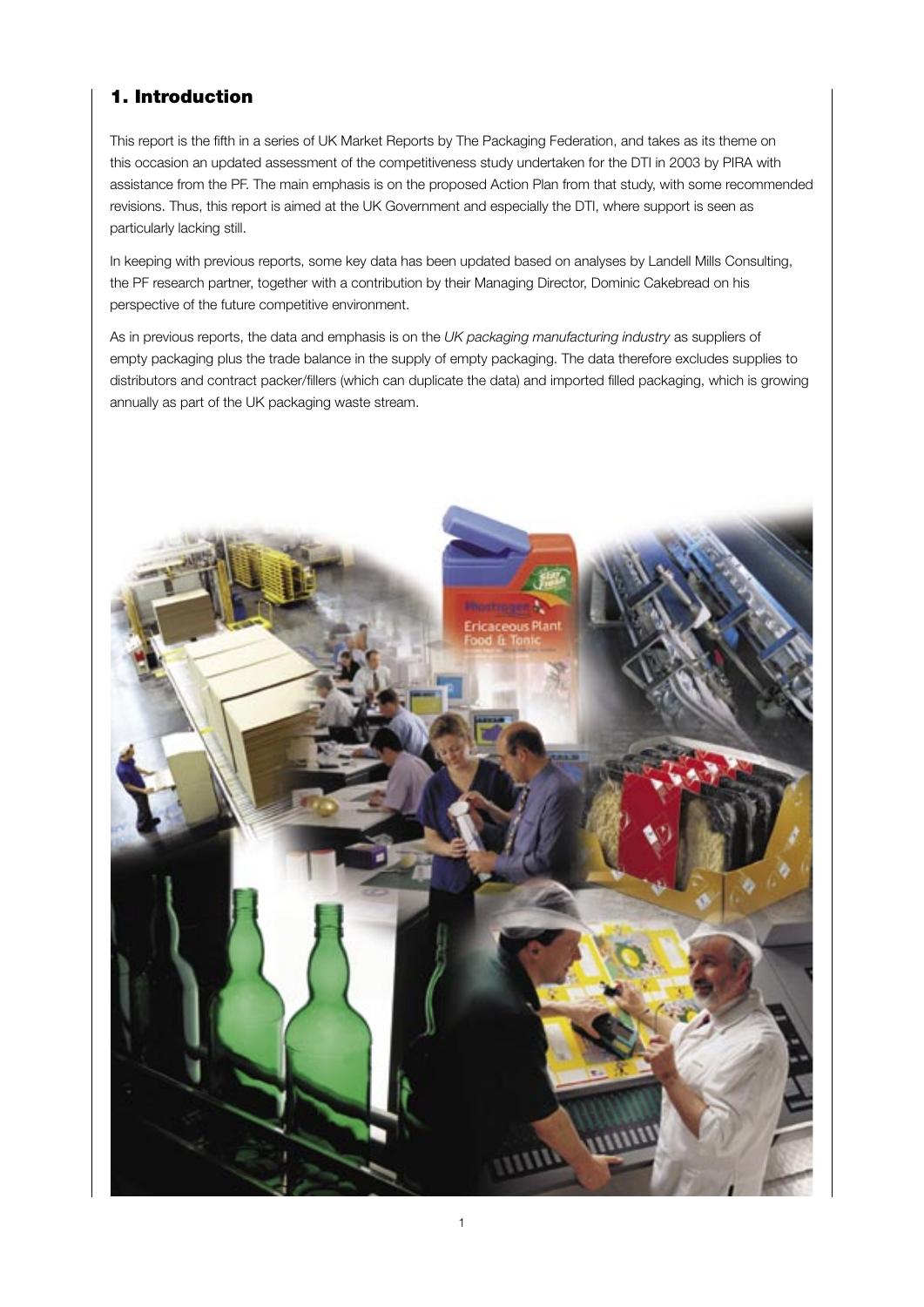## 1. Introduction

This report is the fifth in a series of UK Market Reports by The Packaging Federation, and takes as its theme on this occasion an updated assessment of the competitiveness study undertaken for the DTI in 2003 by PIRA with assistance from the PF. The main emphasis is on the proposed Action Plan from that study, with some recommended revisions. Thus, this report is aimed at the UK Government and especially the DTI, where support is seen as particularly lacking still.

In keeping with previous reports, some key data has been updated based on analyses by Landell Mills Consulting, the PF research partner, together with a contribution by their Managing Director, Dominic Cakebread on his perspective of the future competitive environment.

As in previous reports, the data and emphasis is on the *UK packaging manufacturing industry* as suppliers of empty packaging plus the trade balance in the supply of empty packaging. The data therefore excludes supplies to distributors and contract packer/fillers (which can duplicate the data) and imported filled packaging, which is growing annually as part of the UK packaging waste stream.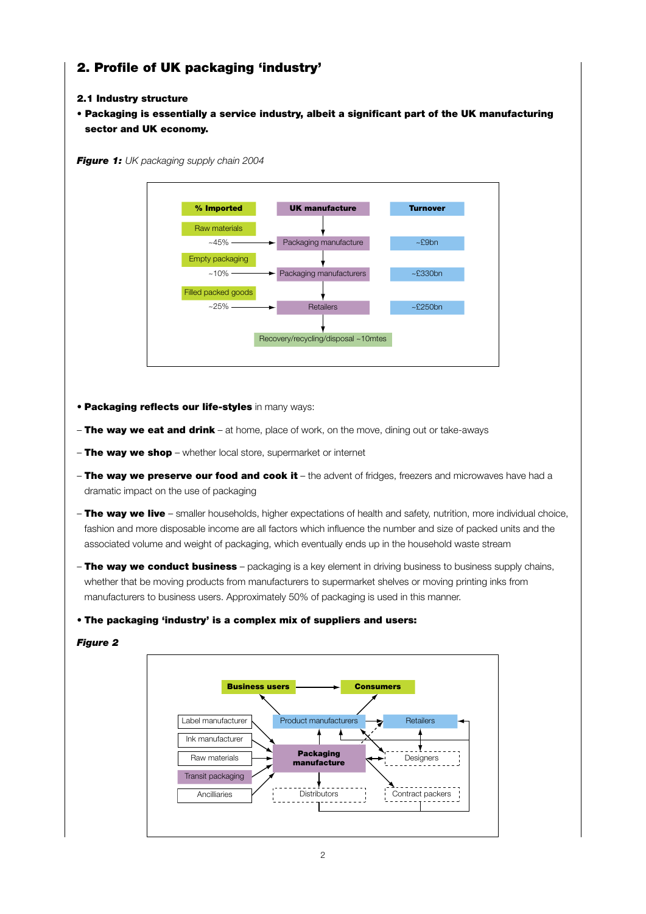## 2. Profile of UK packaging 'industry'

### 2.1 Industry structure

- **Packaging is essentially a service industry, albeit a significant part of the UK manufacturing sector and UK economy.**

***Figure 1:*** *UK packaging supply chain 2004*

| % Imported | UK manufacture | Turnover |
|---|---|---|
| Raw materials ~45% | Packaging manufacture | ~£9bn |
| Empty packaging ~10% | Packaging manufacturers | ~£330bn |
| Filled packed goods ~25% | Retailers | ~£250bn |
| | Recovery/recycling/disposal ~10mtes | |

- **Packaging reflects our life-styles** in many ways:

– **The way we eat and drink** – at home, place of work, on the move, dining out or take-aways

– **The way we shop** – whether local store, supermarket or internet

– **The way we preserve our food and cook it** – the advent of fridges, freezers and microwaves have had a dramatic impact on the use of packaging

– **The way we live** – smaller households, higher expectations of health and safety, nutrition, more individual choice, fashion and more disposable income are all factors which influence the number and size of packed units and the associated volume and weight of packaging, which eventually ends up in the household waste stream

– **The way we conduct business** – packaging is a key element in driving business to business supply chains, whether that be moving products from manufacturers to supermarket shelves or moving printing inks from manufacturers to business users. Approximately 50% of packaging is used in this manner.

- **The packaging 'industry' is a complex mix of suppliers and users:**

***Figure 2***

Business users → Consumers

Label manufacturer, Ink manufacturer, Raw materials, Transit packaging, Ancilliaries → **Packaging manufacture**

Product manufacturers, Retailers, Designers, Distributors, Contract packers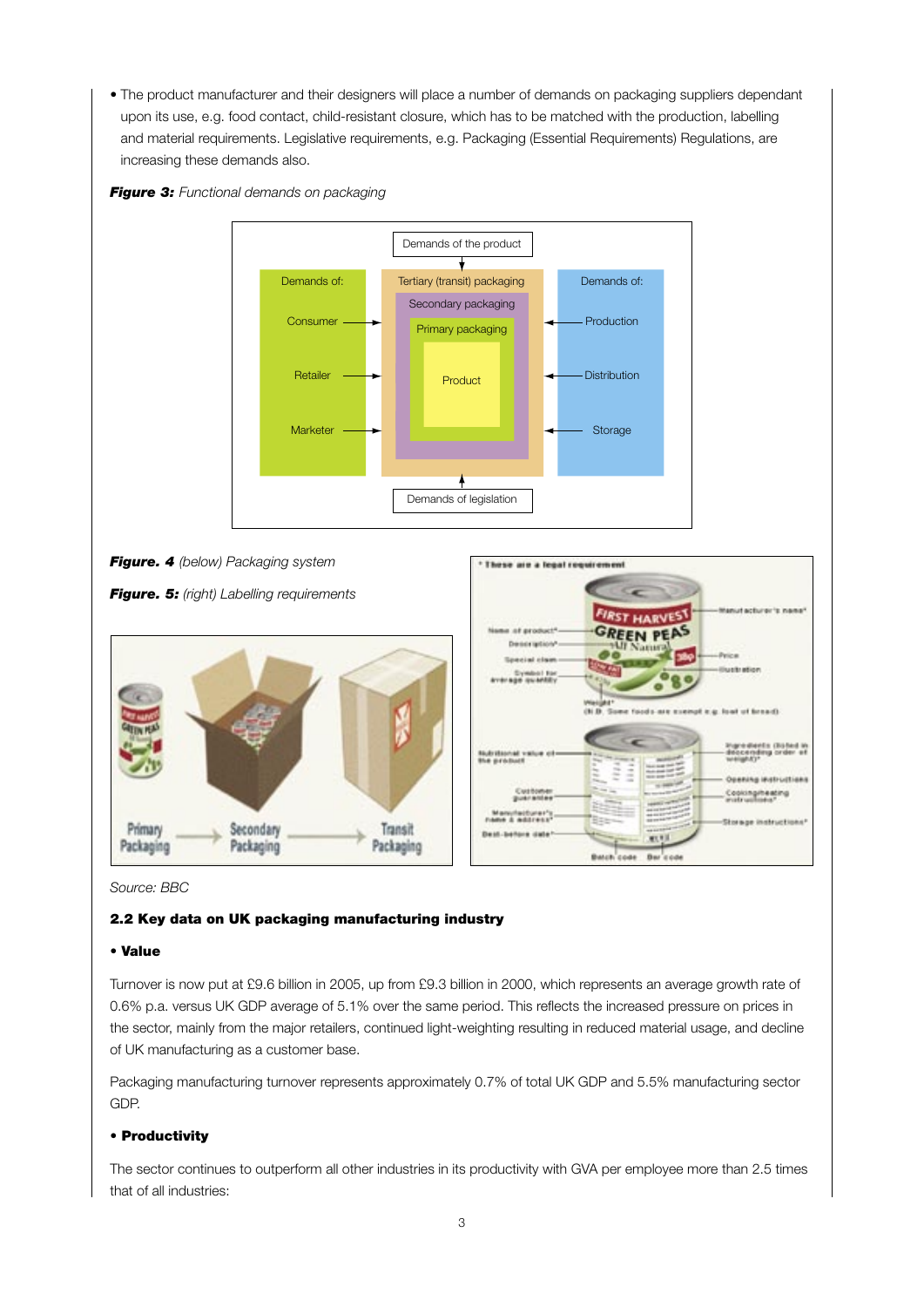- The product manufacturer and their designers will place a number of demands on packaging suppliers dependant upon its use, e.g. food contact, child-resistant closure, which has to be matched with the production, labelling and material requirements. Legislative requirements, e.g. Packaging (Essential Requirements) Regulations, are increasing these demands also.

***Figure 3:*** *Functional demands on packaging*

***Figure. 4*** *(below) Packaging system*

***Figure. 5:*** *(right) Labelling requirements*

Source: BBC

### 2.2 Key data on UK packaging manufacturing industry

**• Value**

Turnover is now put at £9.6 billion in 2005, up from £9.3 billion in 2000, which represents an average growth rate of 0.6% p.a. versus UK GDP average of 5.1% over the same period. This reflects the increased pressure on prices in the sector, mainly from the major retailers, continued light-weighting resulting in reduced material usage, and decline of UK manufacturing as a customer base.

Packaging manufacturing turnover represents approximately 0.7% of total UK GDP and 5.5% manufacturing sector GDP.

**• Productivity**

The sector continues to outperform all other industries in its productivity with GVA per employee more than 2.5 times that of all industries: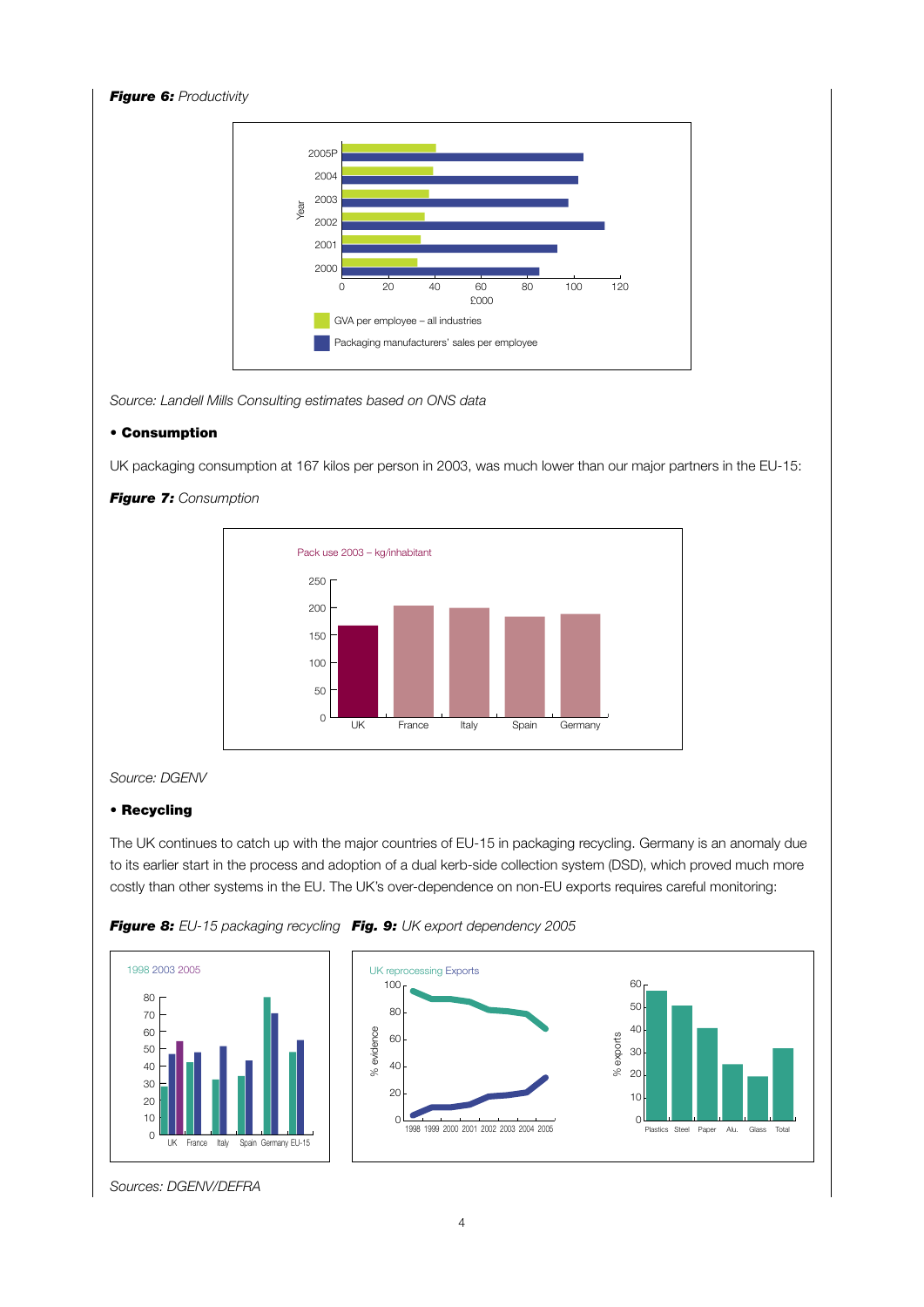***Figure 6:*** *Productivity*

*Source: Landell Mills Consulting estimates based on ONS data*

**• Consumption**

UK packaging consumption at 167 kilos per person in 2003, was much lower than our major partners in the EU-15:

***Figure 7:*** *Consumption*

*Source: DGENV*

**• Recycling**

The UK continues to catch up with the major countries of EU-15 in packaging recycling. Germany is an anomaly due to its earlier start in the process and adoption of a dual kerb-side collection system (DSD), which proved much more costly than other systems in the EU. The UK's over-dependence on non-EU exports requires careful monitoring:

***Figure 8:*** *EU-15 packaging recycling* ***Fig. 9:*** *UK export dependency 2005*

*Sources: DGENV/DEFRA*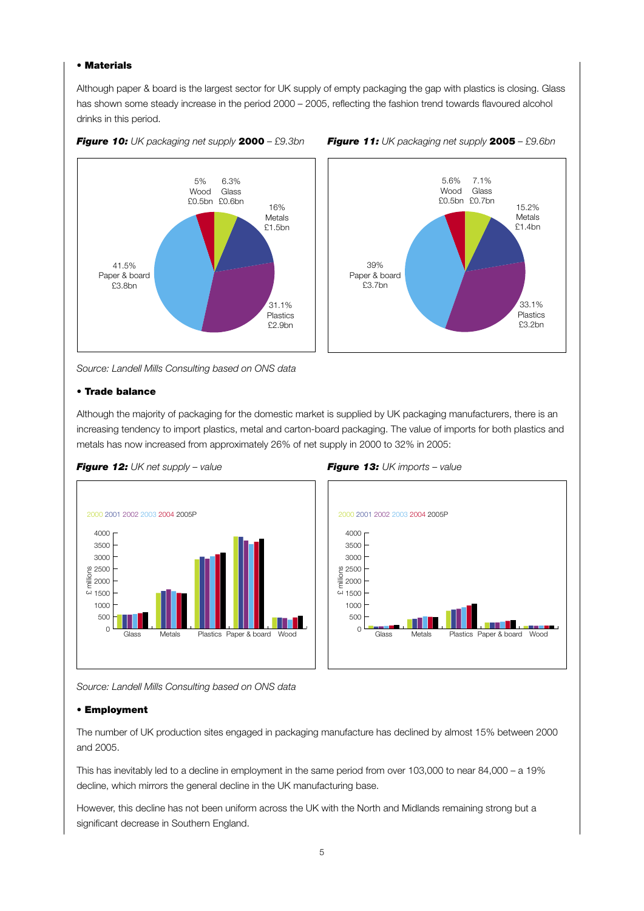- **Materials**

Although paper & board is the largest sector for UK supply of empty packaging the gap with plastics is closing. Glass has shown some steady increase in the period 2000 – 2005, reflecting the fashion trend towards flavoured alcohol drinks in this period.

***Figure 10:*** *UK packaging net supply* **2000** *– £9.3bn*

***Figure 11:*** *UK packaging net supply* **2005** *– £9.6bn*

*Source: Landell Mills Consulting based on ONS data*

- **Trade balance**

Although the majority of packaging for the domestic market is supplied by UK packaging manufacturers, there is an increasing tendency to import plastics, metal and carton-board packaging. The value of imports for both plastics and metals has now increased from approximately 26% of net supply in 2000 to 32% in 2005:

***Figure 12:*** *UK net supply – value*

***Figure 13:*** *UK imports – value*

*Source: Landell Mills Consulting based on ONS data*

- **Employment**

The number of UK production sites engaged in packaging manufacture has declined by almost 15% between 2000 and 2005.

This has inevitably led to a decline in employment in the same period from over 103,000 to near 84,000 – a 19% decline, which mirrors the general decline in the UK manufacturing base.

However, this decline has not been uniform across the UK with the North and Midlands remaining strong but a significant decrease in Southern England.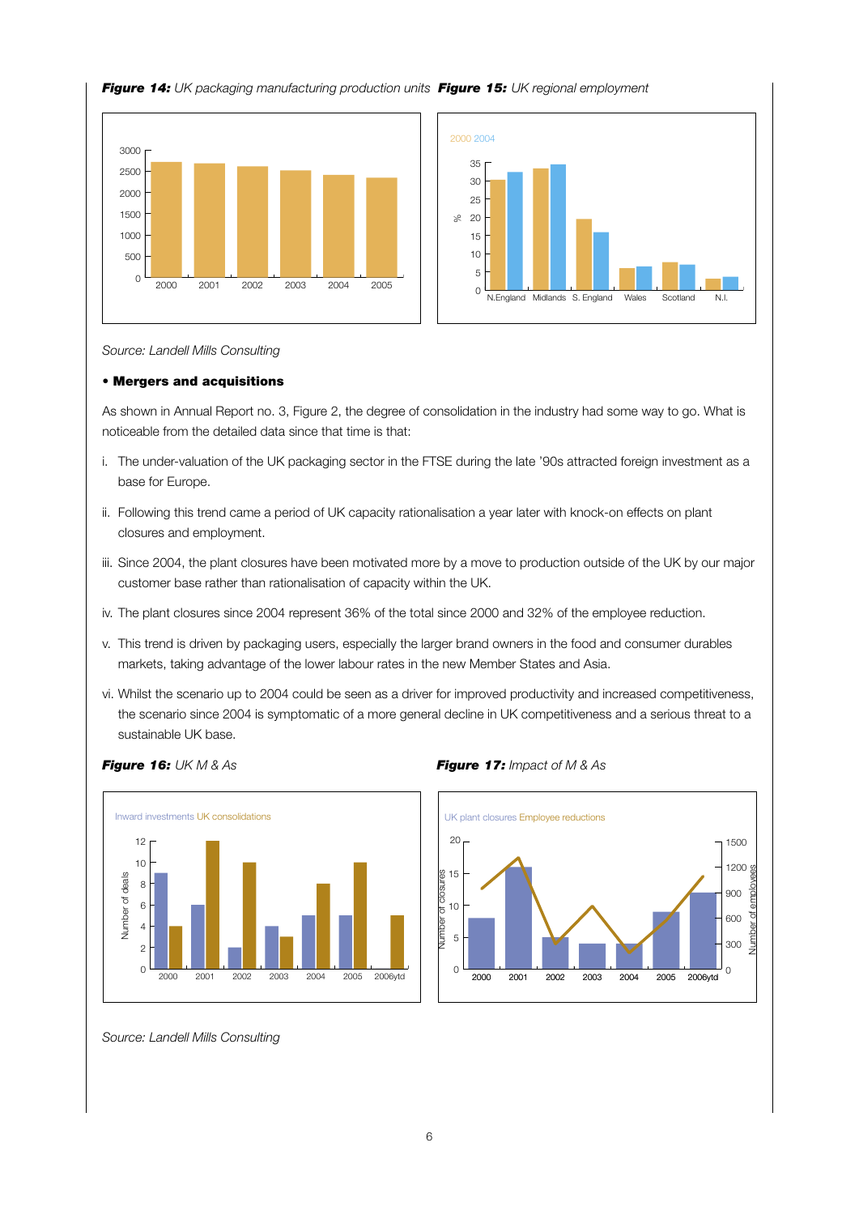***Figure 14:*** *UK packaging manufacturing production units*

***Figure 15:*** *UK regional employment*

*Source: Landell Mills Consulting*

**• Mergers and acquisitions**

As shown in Annual Report no. 3, Figure 2, the degree of consolidation in the industry had some way to go. What is noticeable from the detailed data since that time is that:

i. The under-valuation of the UK packaging sector in the FTSE during the late '90s attracted foreign investment as a base for Europe.

ii. Following this trend came a period of UK capacity rationalisation a year later with knock-on effects on plant closures and employment.

iii. Since 2004, the plant closures have been motivated more by a move to production outside of the UK by our major customer base rather than rationalisation of capacity within the UK.

iv. The plant closures since 2004 represent 36% of the total since 2000 and 32% of the employee reduction.

v. This trend is driven by packaging users, especially the larger brand owners in the food and consumer durables markets, taking advantage of the lower labour rates in the new Member States and Asia.

vi. Whilst the scenario up to 2004 could be seen as a driver for improved productivity and increased competitiveness, the scenario since 2004 is symptomatic of a more general decline in UK competitiveness and a serious threat to a sustainable UK base.

***Figure 16:*** *UK M & As*

***Figure 17:*** *Impact of M & As*

*Source: Landell Mills Consulting*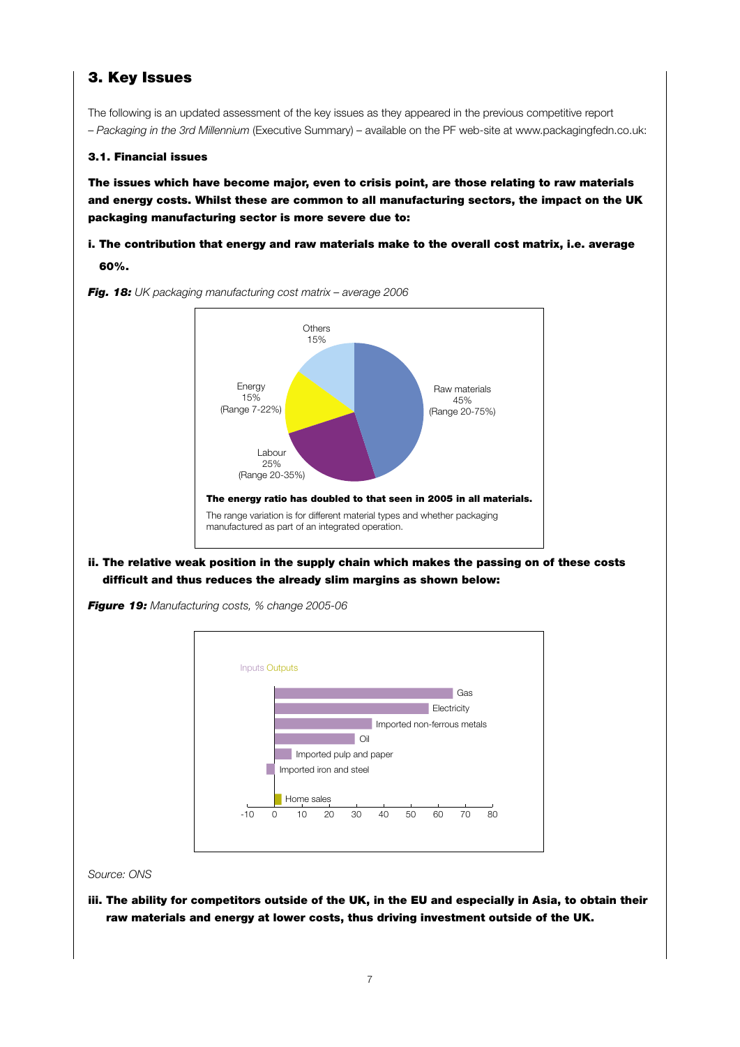## 3. Key Issues

The following is an updated assessment of the key issues as they appeared in the previous competitive report – *Packaging in the 3rd Millennium* (Executive Summary) – available on the PF web-site at www.packagingfedn.co.uk:

### 3.1. Financial issues

**The issues which have become major, even to crisis point, are those relating to raw materials and energy costs. Whilst these are common to all manufacturing sectors, the impact on the UK packaging manufacturing sector is more severe due to:**

**i. The contribution that energy and raw materials make to the overall cost matrix, i.e. average 60%.**

***Fig. 18:*** *UK packaging manufacturing cost matrix – average 2006*

| Cost component | Share | Range |
|---|---|---|
| Raw materials | 45% | 20-75% |
| Labour | 25% | 20-35% |
| Energy | 15% | 7-22% |
| Others | 15% | |

**The energy ratio has doubled to that seen in 2005 in all materials.**

The range variation is for different material types and whether packaging manufactured as part of an integrated operation.

**ii. The relative weak position in the supply chain which makes the passing on of these costs difficult and thus reduces the already slim margins as shown below:**

***Figure 19:*** *Manufacturing costs, % change 2005-06*

Inputs Outputs

- Gas
- Electricity
- Imported non-ferrous metals
- Oil
- Imported pulp and paper
- Imported iron and steel
- Home sales

-10 0 10 20 30 40 50 60 70 80

*Source: ONS*

**iii. The ability for competitors outside of the UK, in the EU and especially in Asia, to obtain their raw materials and energy at lower costs, thus driving investment outside of the UK.**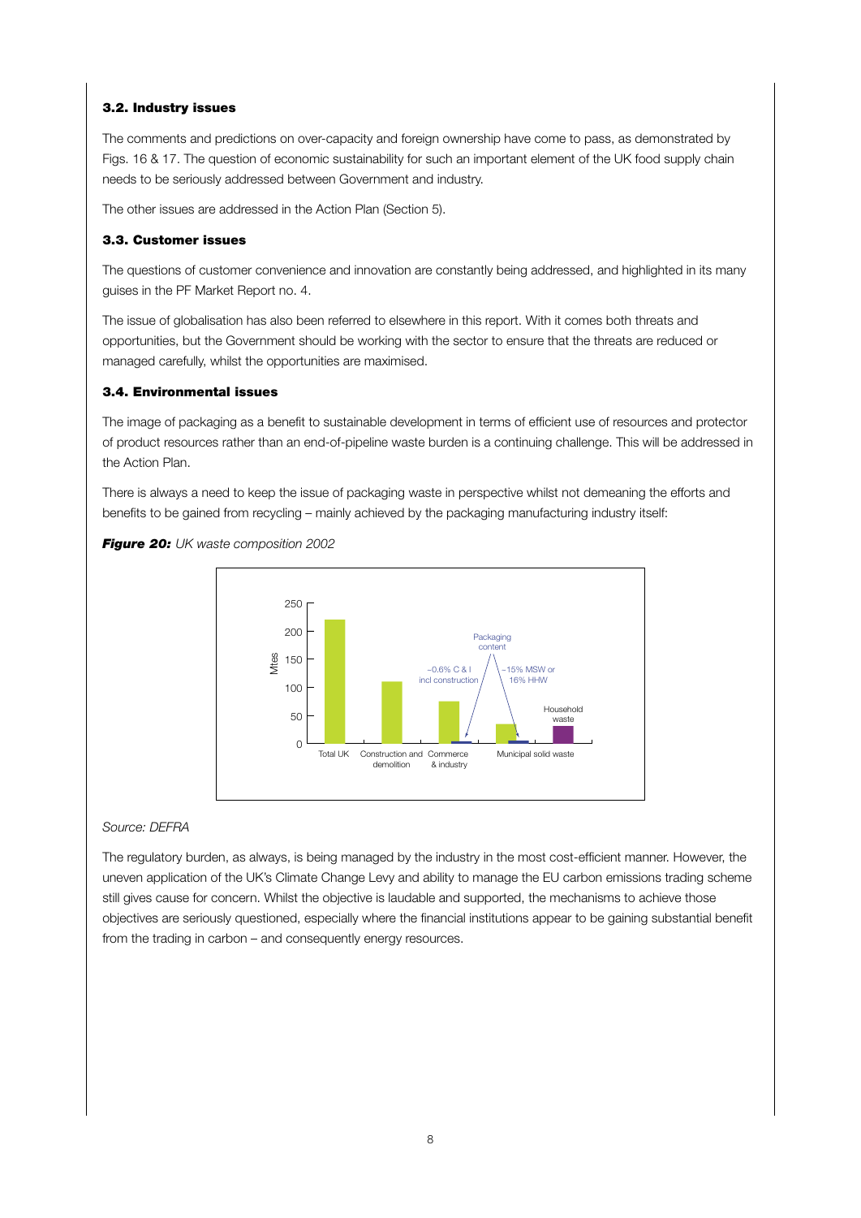### 3.2. Industry issues

The comments and predictions on over-capacity and foreign ownership have come to pass, as demonstrated by Figs. 16 & 17. The question of economic sustainability for such an important element of the UK food supply chain needs to be seriously addressed between Government and industry.

The other issues are addressed in the Action Plan (Section 5).

### 3.3. Customer issues

The questions of customer convenience and innovation are constantly being addressed, and highlighted in its many guises in the PF Market Report no. 4.

The issue of globalisation has also been referred to elsewhere in this report. With it comes both threats and opportunities, but the Government should be working with the sector to ensure that the threats are reduced or managed carefully, whilst the opportunities are maximised.

### 3.4. Environmental issues

The image of packaging as a benefit to sustainable development in terms of efficient use of resources and protector of product resources rather than an end-of-pipeline waste burden is a continuing challenge. This will be addressed in the Action Plan.

There is always a need to keep the issue of packaging waste in perspective whilst not demeaning the efforts and benefits to be gained from recycling – mainly achieved by the packaging manufacturing industry itself:

***Figure 20:*** *UK waste composition 2002*

*Source: DEFRA*

The regulatory burden, as always, is being managed by the industry in the most cost-efficient manner. However, the uneven application of the UK's Climate Change Levy and ability to manage the EU carbon emissions trading scheme still gives cause for concern. Whilst the objective is laudable and supported, the mechanisms to achieve those objectives are seriously questioned, especially where the financial institutions appear to be gaining substantial benefit from the trading in carbon – and consequently energy resources.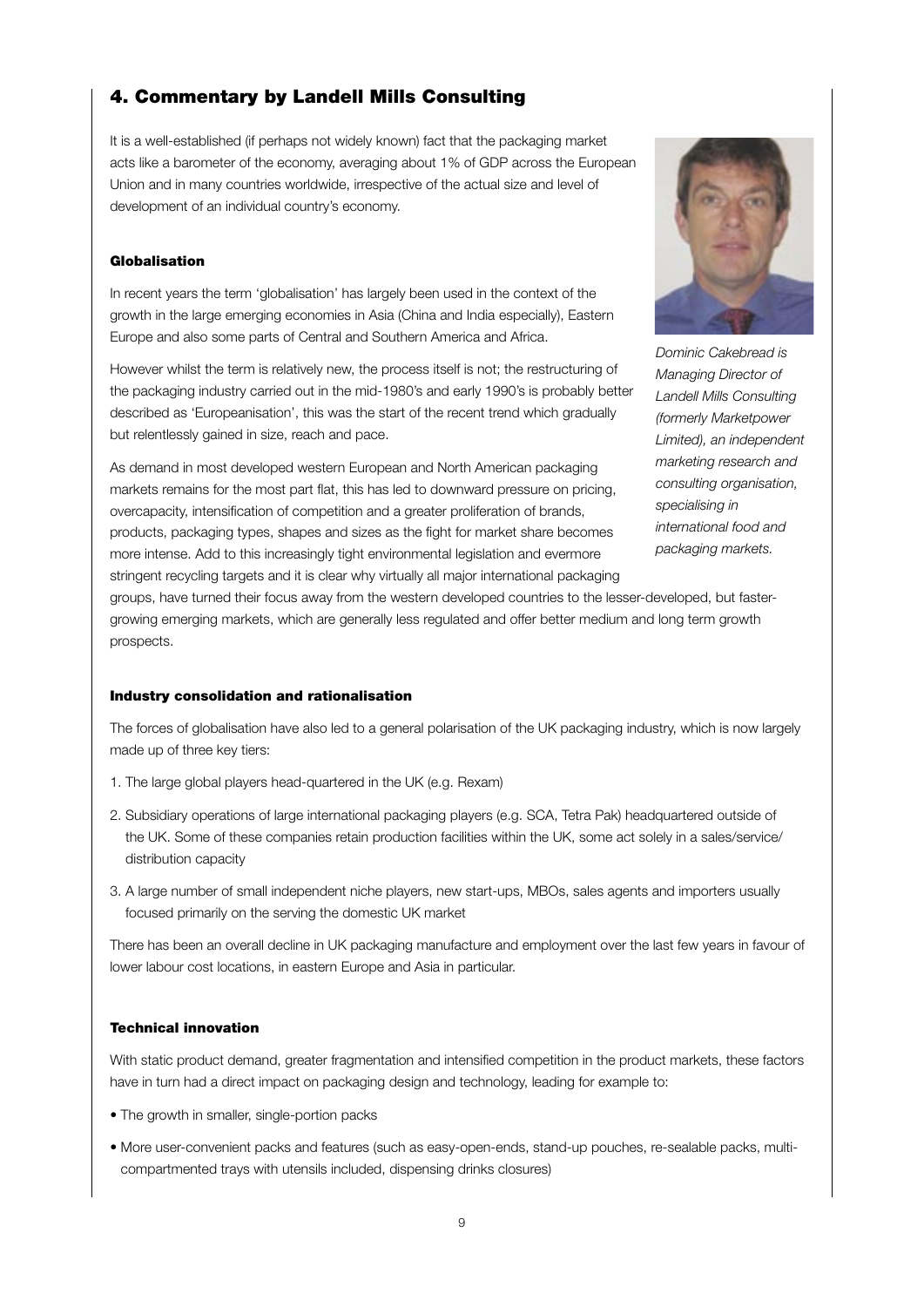## 4. Commentary by Landell Mills Consulting

It is a well-established (if perhaps not widely known) fact that the packaging market acts like a barometer of the economy, averaging about 1% of GDP across the European Union and in many countries worldwide, irrespective of the actual size and level of development of an individual country's economy.

*Dominic Cakebread is Managing Director of Landell Mills Consulting (formerly Marketpower Limited), an independent marketing research and consulting organisation, specialising in international food and packaging markets.*

### Globalisation

In recent years the term 'globalisation' has largely been used in the context of the growth in the large emerging economies in Asia (China and India especially), Eastern Europe and also some parts of Central and Southern America and Africa.

However whilst the term is relatively new, the process itself is not; the restructuring of the packaging industry carried out in the mid-1980's and early 1990's is probably better described as 'Europeanisation', this was the start of the recent trend which gradually but relentlessly gained in size, reach and pace.

As demand in most developed western European and North American packaging markets remains for the most part flat, this has led to downward pressure on pricing, overcapacity, intensification of competition and a greater proliferation of brands, products, packaging types, shapes and sizes as the fight for market share becomes more intense. Add to this increasingly tight environmental legislation and evermore stringent recycling targets and it is clear why virtually all major international packaging groups, have turned their focus away from the western developed countries to the lesser-developed, but faster-growing emerging markets, which are generally less regulated and offer better medium and long term growth prospects.

### Industry consolidation and rationalisation

The forces of globalisation have also led to a general polarisation of the UK packaging industry, which is now largely made up of three key tiers:

1. The large global players head-quartered in the UK (e.g. Rexam)
2. Subsidiary operations of large international packaging players (e.g. SCA, Tetra Pak) headquartered outside of the UK. Some of these companies retain production facilities within the UK, some act solely in a sales/service/ distribution capacity
3. A large number of small independent niche players, new start-ups, MBOs, sales agents and importers usually focused primarily on the serving the domestic UK market

There has been an overall decline in UK packaging manufacture and employment over the last few years in favour of lower labour cost locations, in eastern Europe and Asia in particular.

### Technical innovation

With static product demand, greater fragmentation and intensified competition in the product markets, these factors have in turn had a direct impact on packaging design and technology, leading for example to:

- The growth in smaller, single-portion packs
- More user-convenient packs and features (such as easy-open-ends, stand-up pouches, re-sealable packs, multi-compartmented trays with utensils included, dispensing drinks closures)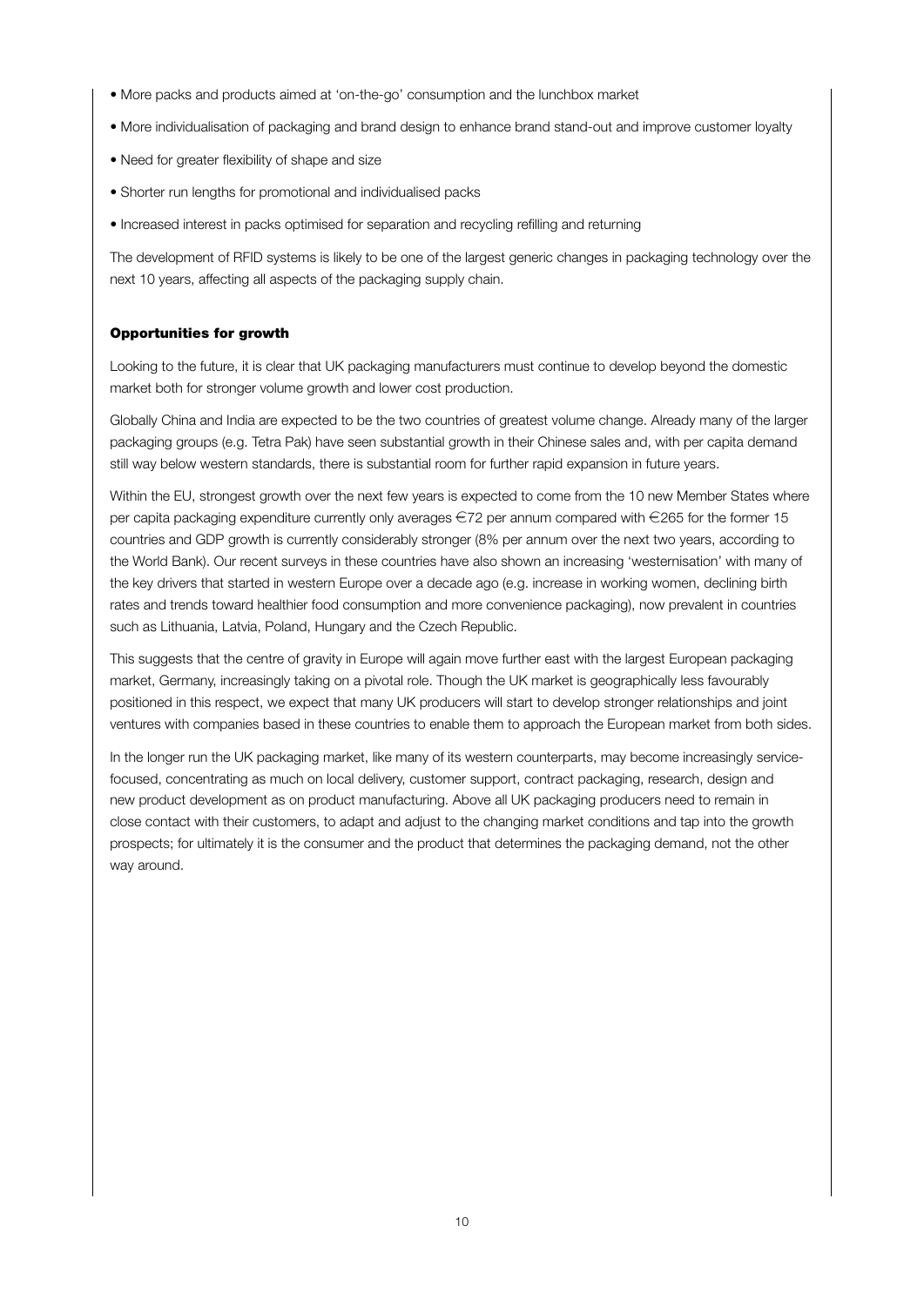- More packs and products aimed at 'on-the-go' consumption and the lunchbox market
- More individualisation of packaging and brand design to enhance brand stand-out and improve customer loyalty
- Need for greater flexibility of shape and size
- Shorter run lengths for promotional and individualised packs
- Increased interest in packs optimised for separation and recycling refilling and returning

The development of RFID systems is likely to be one of the largest generic changes in packaging technology over the next 10 years, affecting all aspects of the packaging supply chain.

### Opportunities for growth

Looking to the future, it is clear that UK packaging manufacturers must continue to develop beyond the domestic market both for stronger volume growth and lower cost production.

Globally China and India are expected to be the two countries of greatest volume change. Already many of the larger packaging groups (e.g. Tetra Pak) have seen substantial growth in their Chinese sales and, with per capita demand still way below western standards, there is substantial room for further rapid expansion in future years.

Within the EU, strongest growth over the next few years is expected to come from the 10 new Member States where per capita packaging expenditure currently only averages €72 per annum compared with €265 for the former 15 countries and GDP growth is currently considerably stronger (8% per annum over the next two years, according to the World Bank). Our recent surveys in these countries have also shown an increasing 'westernisation' with many of the key drivers that started in western Europe over a decade ago (e.g. increase in working women, declining birth rates and trends toward healthier food consumption and more convenience packaging), now prevalent in countries such as Lithuania, Latvia, Poland, Hungary and the Czech Republic.

This suggests that the centre of gravity in Europe will again move further east with the largest European packaging market, Germany, increasingly taking on a pivotal role. Though the UK market is geographically less favourably positioned in this respect, we expect that many UK producers will start to develop stronger relationships and joint ventures with companies based in these countries to enable them to approach the European market from both sides.

In the longer run the UK packaging market, like many of its western counterparts, may become increasingly service-focused, concentrating as much on local delivery, customer support, contract packaging, research, design and new product development as on product manufacturing. Above all UK packaging producers need to remain in close contact with their customers, to adapt and adjust to the changing market conditions and tap into the growth prospects; for ultimately it is the consumer and the product that determines the packaging demand, not the other way around.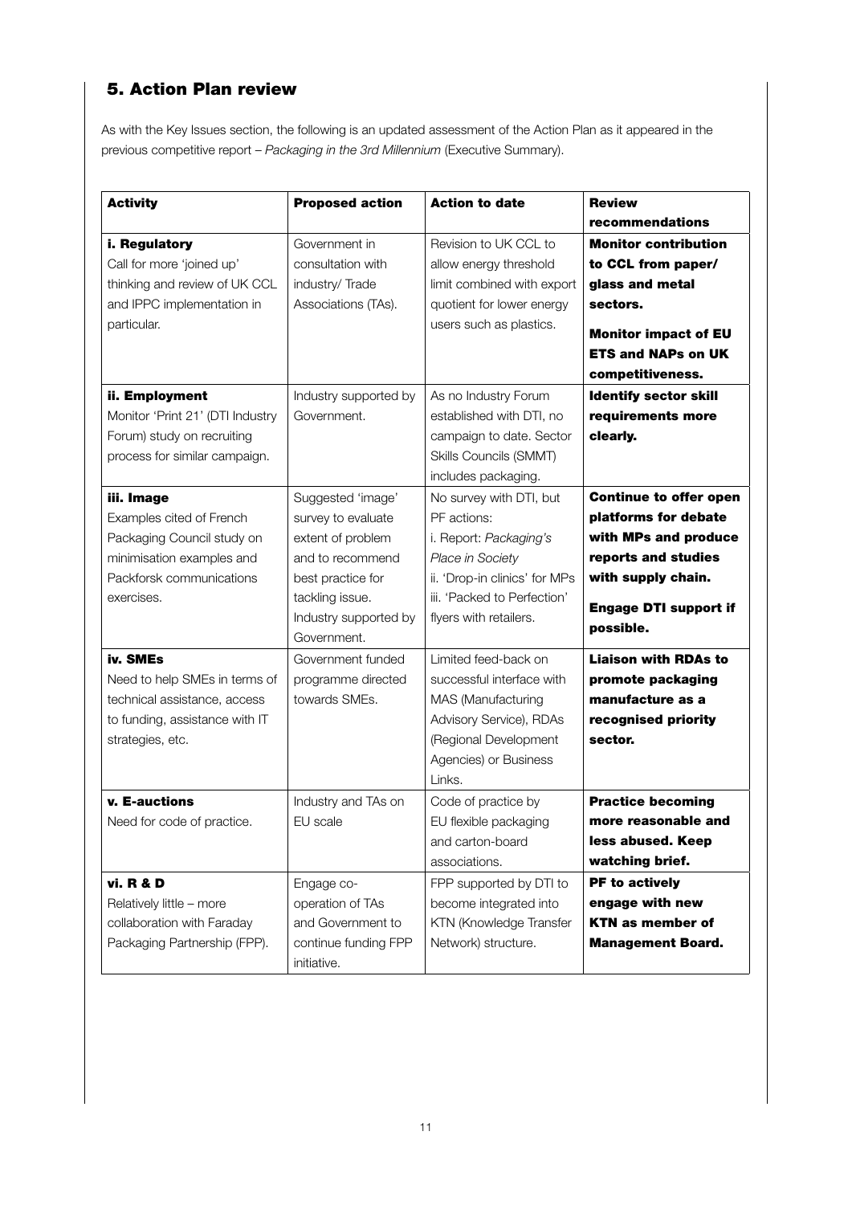## 5. Action Plan review

As with the Key Issues section, the following is an updated assessment of the Action Plan as it appeared in the previous competitive report – *Packaging in the 3rd Millennium* (Executive Summary).

| **Activity** | **Proposed action** | **Action to date** | **Review recommendations** |
|---|---|---|---|
| **i. Regulatory**<br>Call for more 'joined up' thinking and review of UK CCL and IPPC implementation in particular. | Government in consultation with industry/ Trade Associations (TAs). | Revision to UK CCL to allow energy threshold limit combined with export quotient for lower energy users such as plastics. | **Monitor contribution to CCL from paper/ glass and metal sectors.**<br><br>**Monitor impact of EU ETS and NAPs on UK competitiveness.** |
| **ii. Employment**<br>Monitor 'Print 21' (DTI Industry Forum) study on recruiting process for similar campaign. | Industry supported by Government. | As no Industry Forum established with DTI, no campaign to date. Sector Skills Councils (SMMT) includes packaging. | **Identify sector skill requirements more clearly.** |
| **iii. Image**<br>Examples cited of French Packaging Council study on minimisation examples and Packforsk communications exercises. | Suggested 'image' survey to evaluate extent of problem and to recommend best practice for tackling issue. Industry supported by Government. | No survey with DTI, but PF actions:<br>i. Report: *Packaging's Place in Society*<br>ii. 'Drop-in clinics' for MPs<br>iii. 'Packed to Perfection' flyers with retailers. | **Continue to offer open platforms for debate with MPs and produce reports and studies with supply chain.**<br><br>**Engage DTI support if possible.** |
| **iv. SMEs**<br>Need to help SMEs in terms of technical assistance, access to funding, assistance with IT strategies, etc. | Government funded programme directed towards SMEs. | Limited feed-back on successful interface with MAS (Manufacturing Advisory Service), RDAs (Regional Development Agencies) or Business Links. | **Liaison with RDAs to promote packaging manufacture as a recognised priority sector.** |
| **v. E-auctions**<br>Need for code of practice. | Industry and TAs on EU scale | Code of practice by EU flexible packaging and carton-board associations. | **Practice becoming more reasonable and less abused. Keep watching brief.** |
| **vi. R & D**<br>Relatively little – more collaboration with Faraday Packaging Partnership (FPP). | Engage co-operation of TAs and Government to continue funding FPP initiative. | FPP supported by DTI to become integrated into KTN (Knowledge Transfer Network) structure. | **PF to actively engage with new KTN as member of Management Board.** |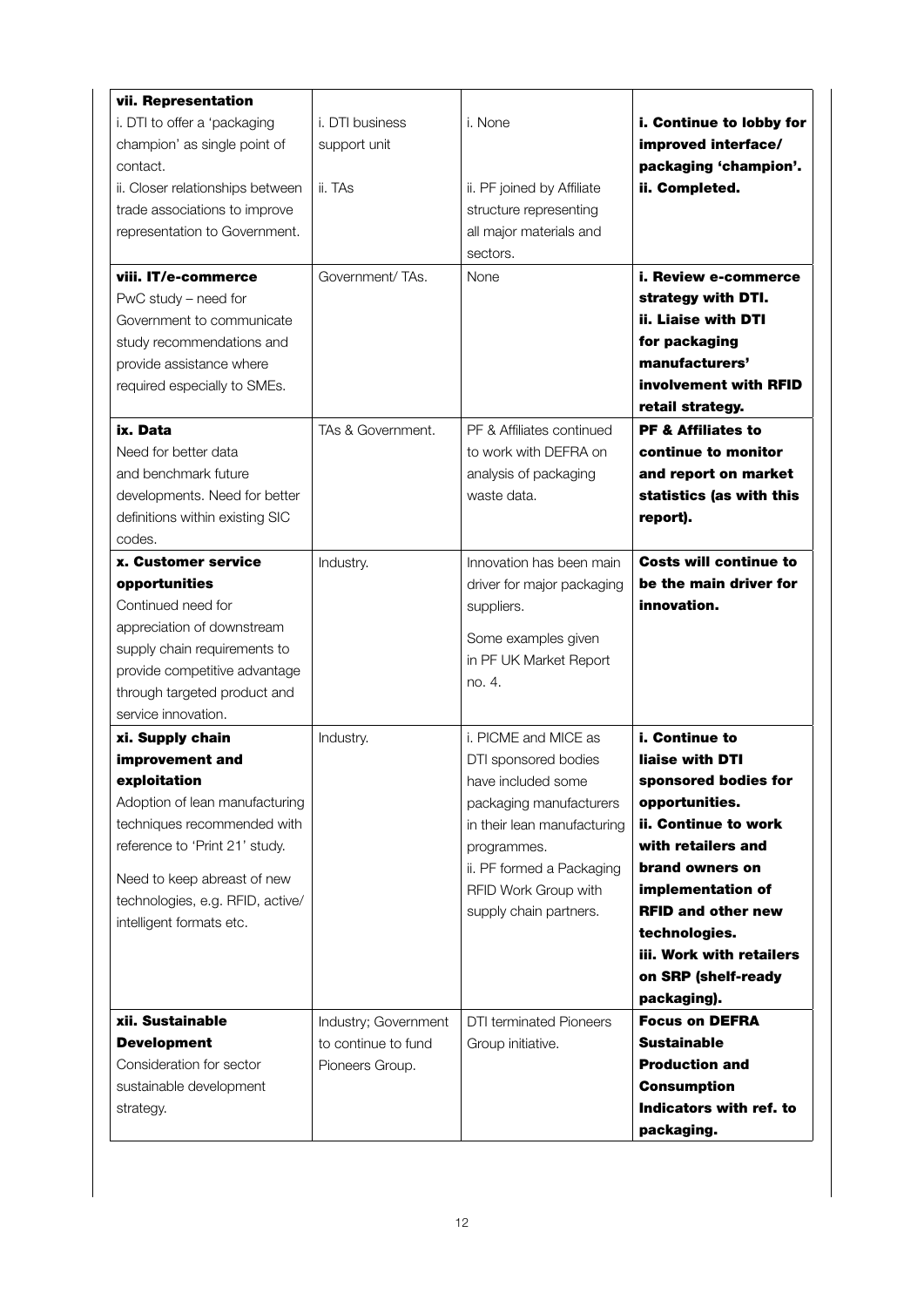| | | | |
|---|---|---|---|
| **vii. Representation**<br>i. DTI to offer a 'packaging champion' as single point of contact.<br>ii. Closer relationships between trade associations to improve representation to Government. | i. DTI business support unit<br><br>ii. TAs | i. None<br><br>ii. PF joined by Affiliate structure representing all major materials and sectors. | **i. Continue to lobby for improved interface/ packaging 'champion'.**<br>**ii. Completed.** |
| **viii. IT/e-commerce**<br>PwC study – need for Government to communicate study recommendations and provide assistance where required especially to SMEs. | Government/ TAs. | None | **i. Review e-commerce strategy with DTI.**<br>**ii. Liaise with DTI for packaging manufacturers' involvement with RFID retail strategy.** |
| **ix. Data**<br>Need for better data and benchmark future developments. Need for better definitions within existing SIC codes. | TAs & Government. | PF & Affiliates continued to work with DEFRA on analysis of packaging waste data. | **PF & Affiliates to continue to monitor and report on market statistics (as with this report).** |
| **x. Customer service opportunities**<br>Continued need for appreciation of downstream supply chain requirements to provide competitive advantage through targeted product and service innovation. | Industry. | Innovation has been main driver for major packaging suppliers.<br><br>Some examples given in PF UK Market Report no. 4. | **Costs will continue to be the main driver for innovation.** |
| **xi. Supply chain improvement and exploitation**<br>Adoption of lean manufacturing techniques recommended with reference to 'Print 21' study.<br><br>Need to keep abreast of new technologies, e.g. RFID, active/ intelligent formats etc. | Industry. | i. PICME and MICE as DTI sponsored bodies have included some packaging manufacturers in their lean manufacturing programmes.<br>ii. PF formed a Packaging RFID Work Group with supply chain partners. | **i. Continue to liaise with DTI sponsored bodies for opportunities.**<br>**ii. Continue to work with retailers and brand owners on implementation of RFID and other new technologies.**<br>**iii. Work with retailers on SRP (shelf-ready packaging).** |
| **xii. Sustainable Development**<br>Consideration for sector sustainable development strategy. | Industry; Government to continue to fund Pioneers Group. | DTI terminated Pioneers Group initiative. | **Focus on DEFRA Sustainable Production and Consumption Indicators with ref. to packaging.** |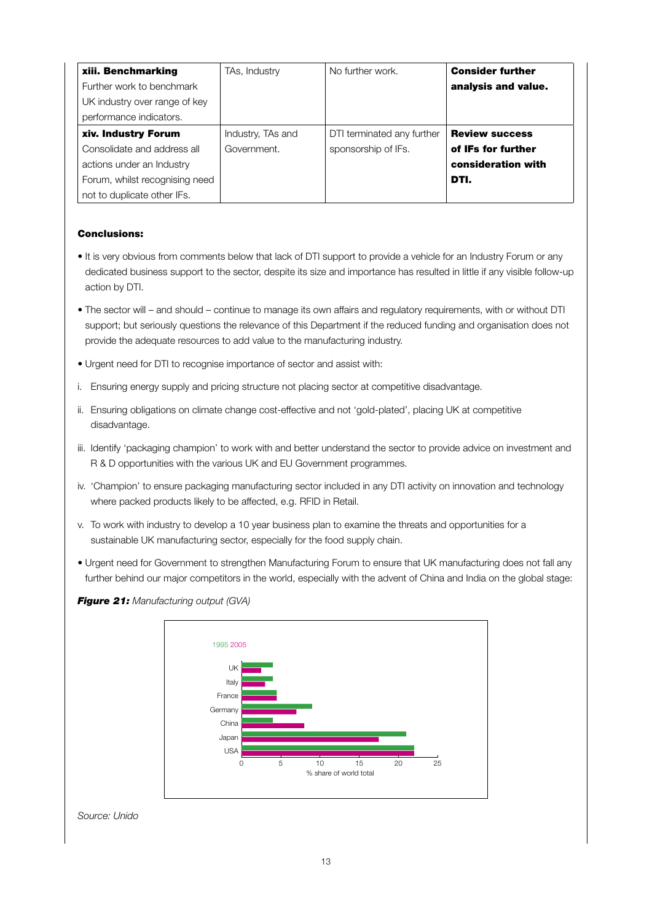| **xiii. Benchmarking** Further work to benchmark UK industry over range of key performance indicators. | TAs, Industry | No further work. | **Consider further analysis and value.** |
|---|---|---|---|
| **xiv. Industry Forum** Consolidate and address all actions under an Industry Forum, whilst recognising need not to duplicate other IFs. | Industry, TAs and Government. | DTI terminated any further sponsorship of IFs. | **Review success of IFs for further consideration with DTI.** |

**Conclusions:**

- It is very obvious from comments below that lack of DTI support to provide a vehicle for an Industry Forum or any dedicated business support to the sector, despite its size and importance has resulted in little if any visible follow-up action by DTI.
- The sector will – and should – continue to manage its own affairs and regulatory requirements, with or without DTI support; but seriously questions the relevance of this Department if the reduced funding and organisation does not provide the adequate resources to add value to the manufacturing industry.
- Urgent need for DTI to recognise importance of sector and assist with:

i. Ensuring energy supply and pricing structure not placing sector at competitive disadvantage.

ii. Ensuring obligations on climate change cost-effective and not 'gold-plated', placing UK at competitive disadvantage.

iii. Identify 'packaging champion' to work with and better understand the sector to provide advice on investment and R & D opportunities with the various UK and EU Government programmes.

iv. 'Champion' to ensure packaging manufacturing sector included in any DTI activity on innovation and technology where packed products likely to be affected, e.g. RFID in Retail.

v. To work with industry to develop a 10 year business plan to examine the threats and opportunities for a sustainable UK manufacturing sector, especially for the food supply chain.

- Urgent need for Government to strengthen Manufacturing Forum to ensure that UK manufacturing does not fall any further behind our major competitors in the world, especially with the advent of China and India on the global stage:

***Figure 21:*** *Manufacturing output (GVA)*

1995 2005

UK, Italy, France, Germany, China, Japan, USA

0 5 10 15 20 25

% share of world total

*Source: Unido*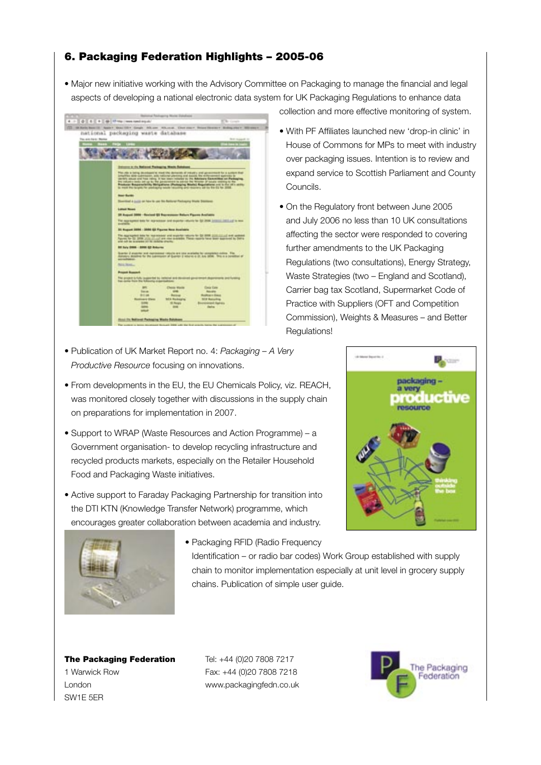## 6. Packaging Federation Highlights – 2005-06

- Major new initiative working with the Advisory Committee on Packaging to manage the financial and legal aspects of developing a national electronic data system for UK Packaging Regulations to enhance data collection and more effective monitoring of system.
- With PF Affiliates launched new 'drop-in clinic' in House of Commons for MPs to meet with industry over packaging issues. Intention is to review and expand service to Scottish Parliament and County Councils.
- On the Regulatory front between June 2005 and July 2006 no less than 10 UK consultations affecting the sector were responded to covering further amendments to the UK Packaging Regulations (two consultations), Energy Strategy, Waste Strategies (two – England and Scotland), Carrier bag tax Scotland, Supermarket Code of Practice with Suppliers (OFT and Competition Commission), Weights & Measures – and Better Regulations!
- Publication of UK Market Report no. 4: *Packaging – A Very Productive Resource* focusing on innovations.
- From developments in the EU, the EU Chemicals Policy, viz. REACH, was monitored closely together with discussions in the supply chain on preparations for implementation in 2007.
- Support to WRAP (Waste Resources and Action Programme) – a Government organisation- to develop recycling infrastructure and recycled products markets, especially on the Retailer Household Food and Packaging Waste initiatives.
- Active support to Faraday Packaging Partnership for transition into the DTI KTN (Knowledge Transfer Network) programme, which encourages greater collaboration between academia and industry.
- Packaging RFID (Radio Frequency Identification – or radio bar codes) Work Group established with supply chain to monitor implementation especially at unit level in grocery supply chains. Publication of simple user guide.

**The Packaging Federation**
1 Warwick Row
London
SW1E 5ER

Tel: +44 (0)20 7808 7217
Fax: +44 (0)20 7808 7218
www.packagingfedn.co.uk

The Packaging Federation